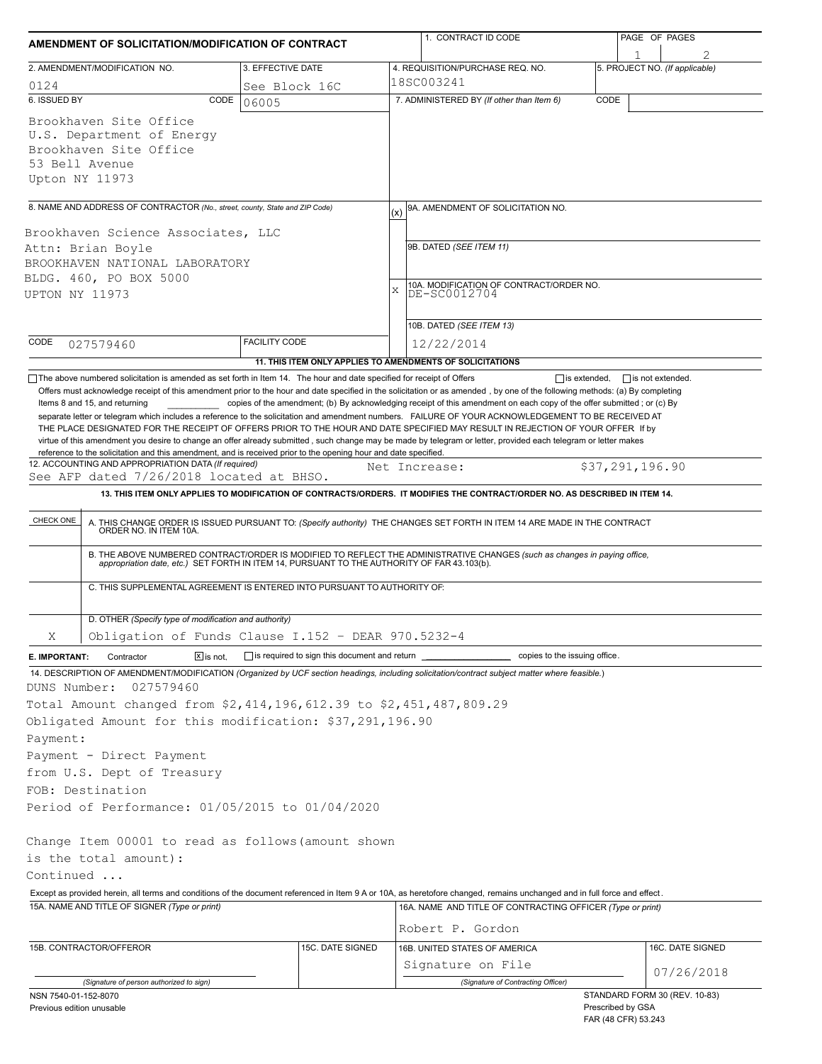# AMENDMENT OF SOLICITATION/MODIFICATION OF CONTRACT

| Field | Value |
|---|---|
| 1. CONTRACT ID CODE | |
| PAGE OF PAGES | 1 / 2 |
| 2. AMENDMENT/MODIFICATION NO. | 0124 |
| 3. EFFECTIVE DATE | See Block 16C |
| 4. REQUISITION/PURCHASE REQ. NO. | 18SC003241 |
| 5. PROJECT NO. (If applicable) | |
| 6. ISSUED BY | CODE 06005 |
| 7. ADMINISTERED BY (If other than Item 6) | CODE |

**6. ISSUED BY:**
Brookhaven Site Office
U.S. Department of Energy
Brookhaven Site Office
53 Bell Avenue
Upton NY 11973

**8. NAME AND ADDRESS OF CONTRACTOR** (No., street, county, State and ZIP Code)

Brookhaven Science Associates, LLC
Attn: Brian Boyle
BROOKHAVEN NATIONAL LABORATORY
BLDG. 460, PO BOX 5000
UPTON NY 11973

CODE: 027579460 | FACILITY CODE:

(x) 9A. AMENDMENT OF SOLICITATION NO.

9B. DATED (SEE ITEM 11)

X 10A. MODIFICATION OF CONTRACT/ORDER NO.
DE-SC0012704

10B. DATED (SEE ITEM 13)
12/22/2014

**11. THIS ITEM ONLY APPLIES TO AMENDMENTS OF SOLICITATIONS**

☐ The above numbered solicitation is amended as set forth in Item 14. The hour and date specified for receipt of Offers ☐ is extended, ☐ is not extended.
Offers must acknowledge receipt of this amendment prior to the hour and date specified in the solicitation or as amended , by one of the following methods: (a) By completing Items 8 and 15, and returning __________ copies of the amendment; (b) By acknowledging receipt of this amendment on each copy of the offer submitted ; or (c) By separate letter or telegram which includes a reference to the solicitation and amendment numbers. FAILURE OF YOUR ACKNOWLEDGEMENT TO BE RECEIVED AT THE PLACE DESIGNATED FOR THE RECEIPT OF OFFERS PRIOR TO THE HOUR AND DATE SPECIFIED MAY RESULT IN REJECTION OF YOUR OFFER If by virtue of this amendment you desire to change an offer already submitted , such change may be made by telegram or letter, provided each telegram or letter makes reference to the solicitation and this amendment, and is received prior to the opening hour and date specified.

**12. ACCOUNTING AND APPROPRIATION DATA** (If required)
See AFP dated 7/26/2018 located at BHSO. Net Increase: $37,291,196.90

**13. THIS ITEM ONLY APPLIES TO MODIFICATION OF CONTRACTS/ORDERS. IT MODIFIES THE CONTRACT/ORDER NO. AS DESCRIBED IN ITEM 14.**

| CHECK ONE | |
|---|---|
| | A. THIS CHANGE ORDER IS ISSUED PURSUANT TO: (Specify authority) THE CHANGES SET FORTH IN ITEM 14 ARE MADE IN THE CONTRACT ORDER NO. IN ITEM 10A. |
| | B. THE ABOVE NUMBERED CONTRACT/ORDER IS MODIFIED TO REFLECT THE ADMINISTRATIVE CHANGES (such as changes in paying office, appropriation date, etc.) SET FORTH IN ITEM 14, PURSUANT TO THE AUTHORITY OF FAR 43.103(b). |
| | C. THIS SUPPLEMENTAL AGREEMENT IS ENTERED INTO PURSUANT TO AUTHORITY OF: |
| X | D. OTHER (Specify type of modification and authority) Obligation of Funds Clause I.152 - DEAR 970.5232-4 |

**E. IMPORTANT:** Contractor ☒ is not, ☐ is required to sign this document and return __________ copies to the issuing office.

**14. DESCRIPTION OF AMENDMENT/MODIFICATION** (Organized by UCF section headings, including solicitation/contract subject matter where feasible.)

DUNS Number: 027579460
Total Amount changed from $2,414,196,612.39 to $2,451,487,809.29
Obligated Amount for this modification: $37,291,196.90
Payment:
Payment - Direct Payment
from U.S. Dept of Treasury
FOB: Destination
Period of Performance: 01/05/2015 to 01/04/2020

Change Item 00001 to read as follows(amount shown is the total amount):
Continued ...

Except as provided herein, all terms and conditions of the document referenced in Item 9 A or 10A, as heretofore changed, remains unchanged and in full force and effect.

| 15A. NAME AND TITLE OF SIGNER (Type or print) | | 16A. NAME AND TITLE OF CONTRACTING OFFICER (Type or print) | |
|---|---|---|---|
| | | Robert P. Gordon | |
| 15B. CONTRACTOR/OFFEROR | 15C. DATE SIGNED | 16B. UNITED STATES OF AMERICA | 16C. DATE SIGNED |
| (Signature of person authorized to sign) | | Signature on File (Signature of Contracting Officer) | 07/26/2018 |

NSN 7540-01-152-8070
Previous edition unusable

STANDARD FORM 30 (REV. 10-83)
Prescribed by GSA
FAR (48 CFR) 53.243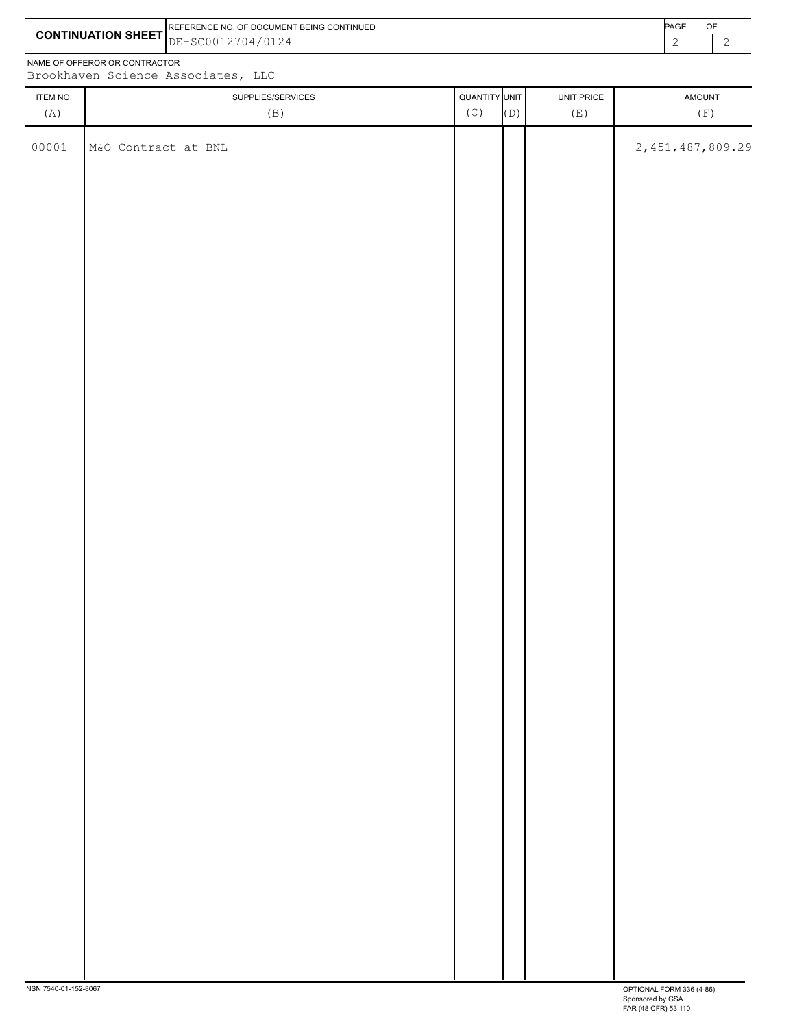**CONTINUATION SHEET**

REFERENCE NO. OF DOCUMENT BEING CONTINUED
DE-SC0012704/0124

NAME OF OFFEROR OR CONTRACTOR
Brookhaven Science Associates, LLC

| ITEM NO. (A) | SUPPLIES/SERVICES (B) | QUANTITY (C) | UNIT (D) | UNIT PRICE (E) | AMOUNT (F) |
|---|---|---|---|---|---|
| 00001 | M&O Contract at BNL | | | | 2,451,487,809.29 |

NSN 7540-01-152-8067

OPTIONAL FORM 336 (4-86)
Sponsored by GSA
FAR (48 CFR) 53.110